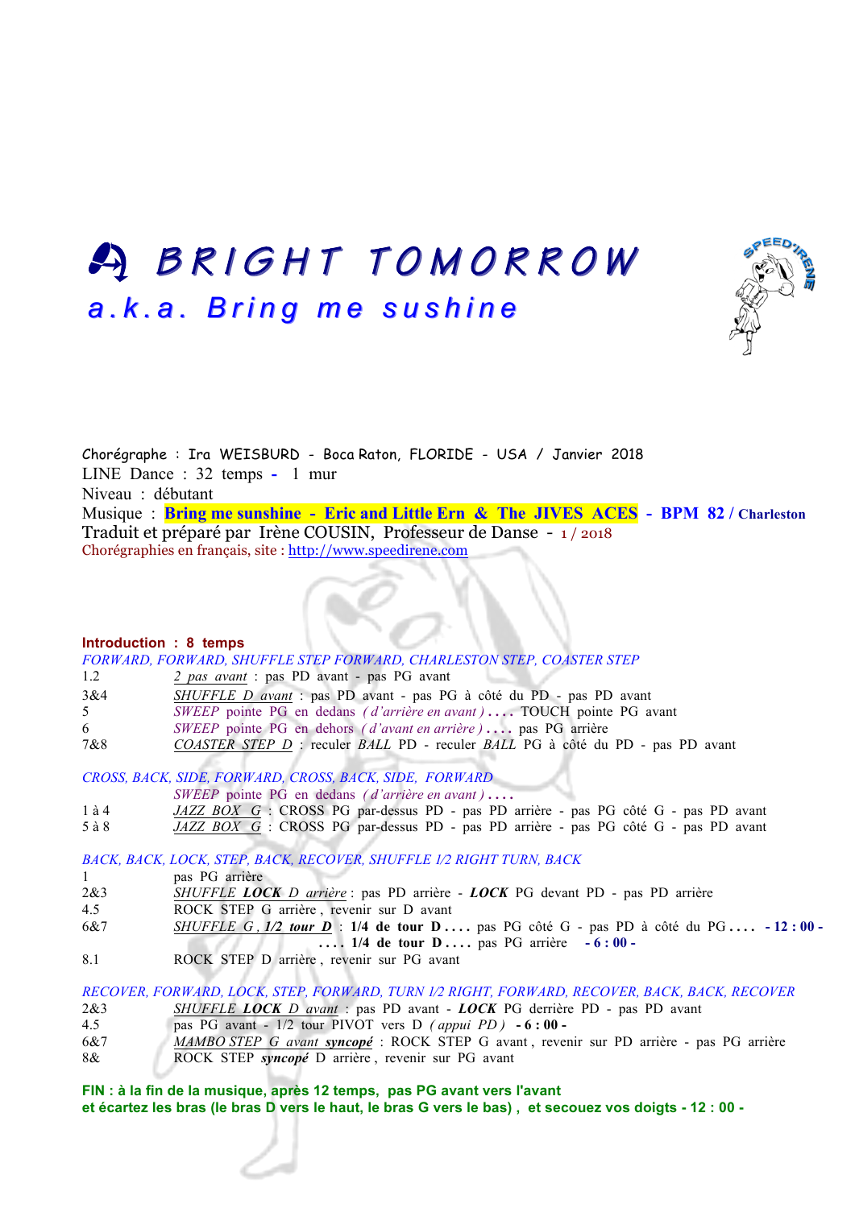# A BRIGHT TOMORROW

## a.k.a. Bring me sushine

Chorégraphe : Ira WEISBURD - Boca Raton, FLORIDE - USA / Janvier 2018
LINE Dance : 32 temps - 1 mur
Niveau : débutant
Musique : **Bring me sunshine - Eric and Little Ern & The JIVES ACES - BPM 82 / Charleston**
Traduit et préparé par Irène COUSIN, Professeur de Danse - 1 / 2018
Chorégraphies en français, site : http://www.speedirene.com

**Introduction : 8 temps**

*FORWARD, FORWARD, SHUFFLE STEP FORWARD, CHARLESTON STEP, COASTER STEP*

| | |
|---|---|
| 1.2 | 2 pas avant : pas PD avant - pas PG avant |
| 3&4 | SHUFFLE D avant : pas PD avant - pas PG à côté du PD - pas PD avant |
| 5 | *SWEEP pointe PG en dedans (d'arrière en avant)* .... TOUCH pointe PG avant |
| 6 | *SWEEP pointe PG en dehors (d'avant en arrière)* .... pas PG arrière |
| 7&8 | COASTER STEP D : reculer *BALL* PD - reculer *BALL* PG à côté du PD - pas PD avant |

*CROSS, BACK, SIDE, FORWARD, CROSS, BACK, SIDE, FORWARD*

| | |
|---|---|
| | *SWEEP pointe PG en dedans (d'arrière en avant)* .... |
| 1 à 4 | JAZZ BOX G : CROSS PG par-dessus PD - pas PD arrière - pas PG côté G - pas PD avant |
| 5 à 8 | JAZZ BOX G : CROSS PG par-dessus PD - pas PD arrière - pas PG côté G - pas PD avant |

*BACK, BACK, LOCK, STEP, BACK, RECOVER, SHUFFLE 1/2 RIGHT TURN, BACK*

| | |
|---|---|
| 1 | pas PG arrière |
| 2&3 | *SHUFFLE **LOCK** D arrière* : pas PD arrière - ***LOCK*** PG devant PD - pas PD arrière |
| 4.5 | ROCK STEP G arrière, revenir sur D avant |
| 6&7 | *SHUFFLE G, **1/2 tour D*** : **1/4 de tour D ....** pas PG côté G - pas PD à côté du PG .... **- 12 : 00 -** **.... 1/4 de tour D ....** pas PG arrière **- 6 : 00 -** |
| 8.1 | ROCK STEP D arrière, revenir sur PG avant |

*RECOVER, FORWARD, LOCK, STEP, FORWARD, TURN 1/2 RIGHT, FORWARD, RECOVER, BACK, BACK, RECOVER*

| | |
|---|---|
| 2&3 | *SHUFFLE **LOCK** D avant* : pas PD avant - ***LOCK*** PG derrière PD - pas PD avant |
| 4.5 | pas PG avant - 1/2 tour PIVOT vers D *(appui PD)* **- 6 : 00 -** |
| 6&7 | *MAMBO STEP G avant **syncopé*** : ROCK STEP G avant, revenir sur PD arrière - pas PG arrière |
| 8& | ROCK STEP ***syncopé*** D arrière, revenir sur PG avant |

**FIN : à la fin de la musique, après 12 temps, pas PG avant vers l'avant**
**et écartez les bras (le bras D vers le haut, le bras G vers le bas) , et secouez vos doigts - 12 : 00 -**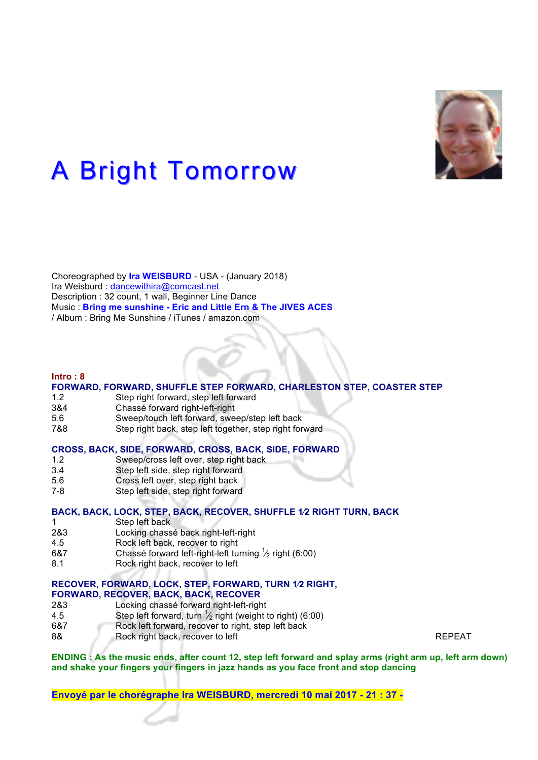# A Bright Tomorrow

Choreographed by **Ira WEISBURD** - USA - (January 2018)
Ira Weisburd : dancewithira@comcast.net
Description : 32 count, 1 wall, Beginner Line Dance
Music : **Bring me sunshine - Eric and Little Ern & The JIVES ACES**
/ Album : Bring Me Sunshine / iTunes / amazon.com

**Intro : 8**

**FORWARD, FORWARD, SHUFFLE STEP FORWARD, CHARLESTON STEP, COASTER STEP**

| | |
|---|---|
| 1.2 | Step right forward, step left forward |
| 3&4 | Chassé forward right-left-right |
| 5.6 | Sweep/touch left forward, sweep/step left back |
| 7&8 | Step right back, step left together, step right forward |

**CROSS, BACK, SIDE, FORWARD, CROSS, BACK, SIDE, FORWARD**

| | |
|---|---|
| 1.2 | Sweep/cross left over, step right back |
| 3.4 | Step left side, step right forward |
| 5.6 | Cross left over, step right back |
| 7-8 | Step left side, step right forward |

**BACK, BACK, LOCK, STEP, BACK, RECOVER, SHUFFLE 1⁄2 RIGHT TURN, BACK**

| | |
|---|---|
| 1 | Step left back |
| 2&3 | Locking chassé back right-left-right |
| 4.5 | Rock left back, recover to right |
| 6&7 | Chassé forward left-right-left turning ½ right (6:00) |
| 8.1 | Rock right back, recover to left |

**RECOVER, FORWARD, LOCK, STEP, FORWARD, TURN 1⁄2 RIGHT, FORWARD, RECOVER, BACK, BACK, RECOVER**

| | |
|---|---|
| 2&3 | Locking chassé forward right-left-right |
| 4.5 | Step left forward, turn ½ right (weight to right) (6:00) |
| 6&7 | Rock left forward, recover to right, step left back |
| 8& | Rock right back, recover to left |

REPEAT

**ENDING : As the music ends, after count 12, step left forward and splay arms (right arm up, left arm down) and shake your fingers your fingers in jazz hands as you face front and stop dancing**

**Envoyé par le chorégraphe Ira WEISBURD, mercredi 10 mai 2017 - 21 : 37 -**